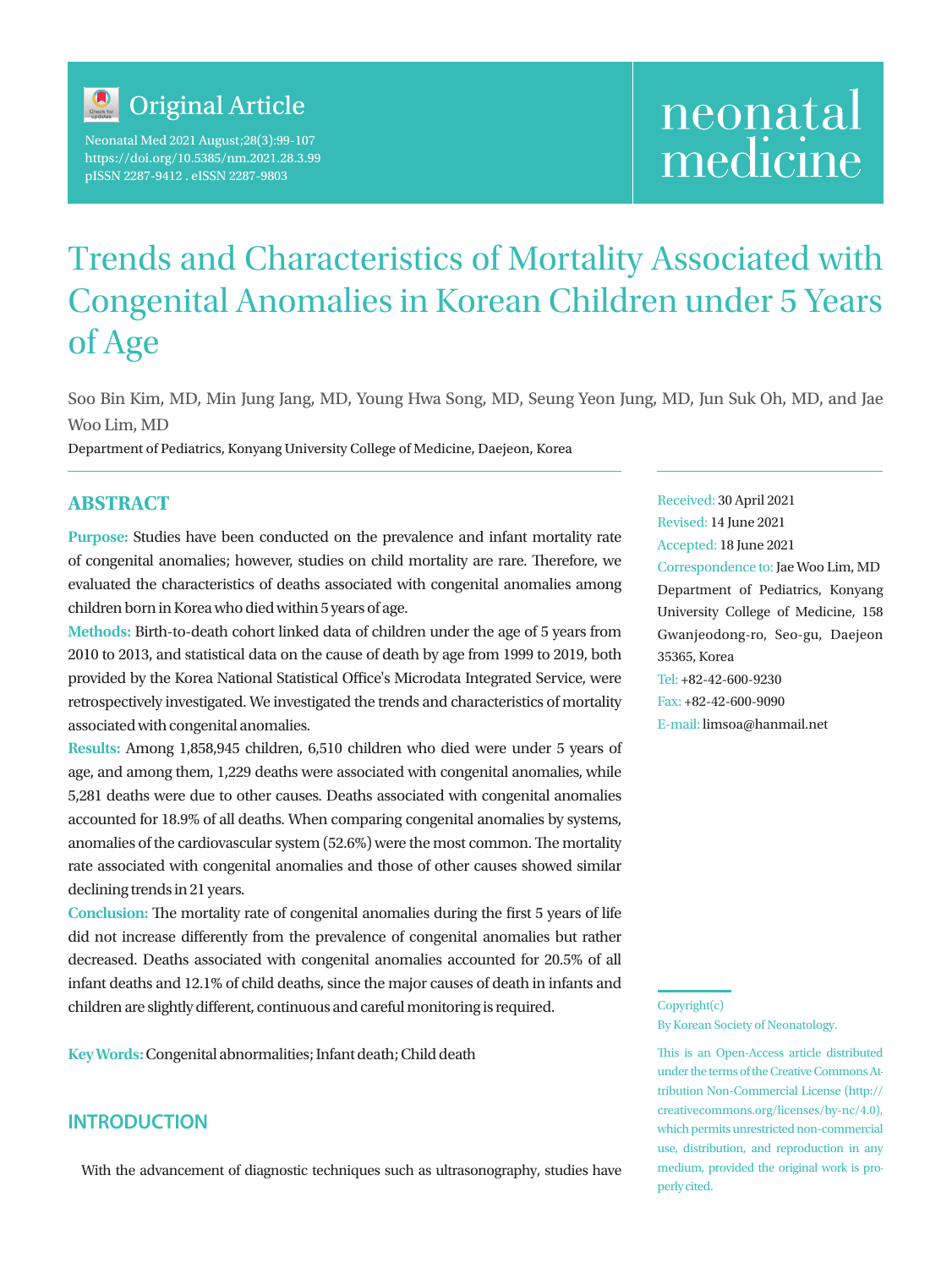Original Article

# Trends and Characteristics of Mortality Associated with Congenital Anomalies in Korean Children under 5 Years of Age

Soo Bin Kim, MD, Min Jung Jang, MD, Young Hwa Song, MD, Seung Yeon Jung, MD, Jun Suk Oh, MD, and Jae Woo Lim, MD

Department of Pediatrics, Konyang University College of Medicine, Daejeon, Korea

Received: 30 April 2021
Revised: 14 June 2021
Accepted: 18 June 2021
Correspondence to: Jae Woo Lim, MD
Department of Pediatrics, Konyang University College of Medicine, 158 Gwanjeodong-ro, Seo-gu, Daejeon 35365, Korea
Tel: +82-42-600-9230
Fax: +82-42-600-9090
E-mail: limsoa@hanmail.net

## ABSTRACT

**Purpose:** Studies have been conducted on the prevalence and infant mortality rate of congenital anomalies; however, studies on child mortality are rare. Therefore, we evaluated the characteristics of deaths associated with congenital anomalies among children born in Korea who died within 5 years of age.

**Methods:** Birth-to-death cohort linked data of children under the age of 5 years from 2010 to 2013, and statistical data on the cause of death by age from 1999 to 2019, both provided by the Korea National Statistical Office's Microdata Integrated Service, were retrospectively investigated. We investigated the trends and characteristics of mortality associated with congenital anomalies.

**Results:** Among 1,858,945 children, 6,510 children who died were under 5 years of age, and among them, 1,229 deaths were associated with congenital anomalies, while 5,281 deaths were due to other causes. Deaths associated with congenital anomalies accounted for 18.9% of all deaths. When comparing congenital anomalies by systems, anomalies of the cardiovascular system (52.6%) were the most common. The mortality rate associated with congenital anomalies and those of other causes showed similar declining trends in 21 years.

**Conclusion:** The mortality rate of congenital anomalies during the first 5 years of life did not increase differently from the prevalence of congenital anomalies but rather decreased. Deaths associated with congenital anomalies accounted for 20.5% of all infant deaths and 12.1% of child deaths, since the major causes of death in infants and children are slightly different, continuous and careful monitoring is required.

**Key Words:** Congenital abnormalities; Infant death; Child death

Copyright(c)
By Korean Society of Neonatology.

This is an Open-Access article distributed under the terms of the Creative Commons Attribution Non-Commercial License (http://creativecommons.org/licenses/by-nc/4.0), which permits unrestricted non-commercial use, distribution, and reproduction in any medium, provided the original work is properly cited.

## INTRODUCTION

With the advancement of diagnostic techniques such as ultrasonography, studies have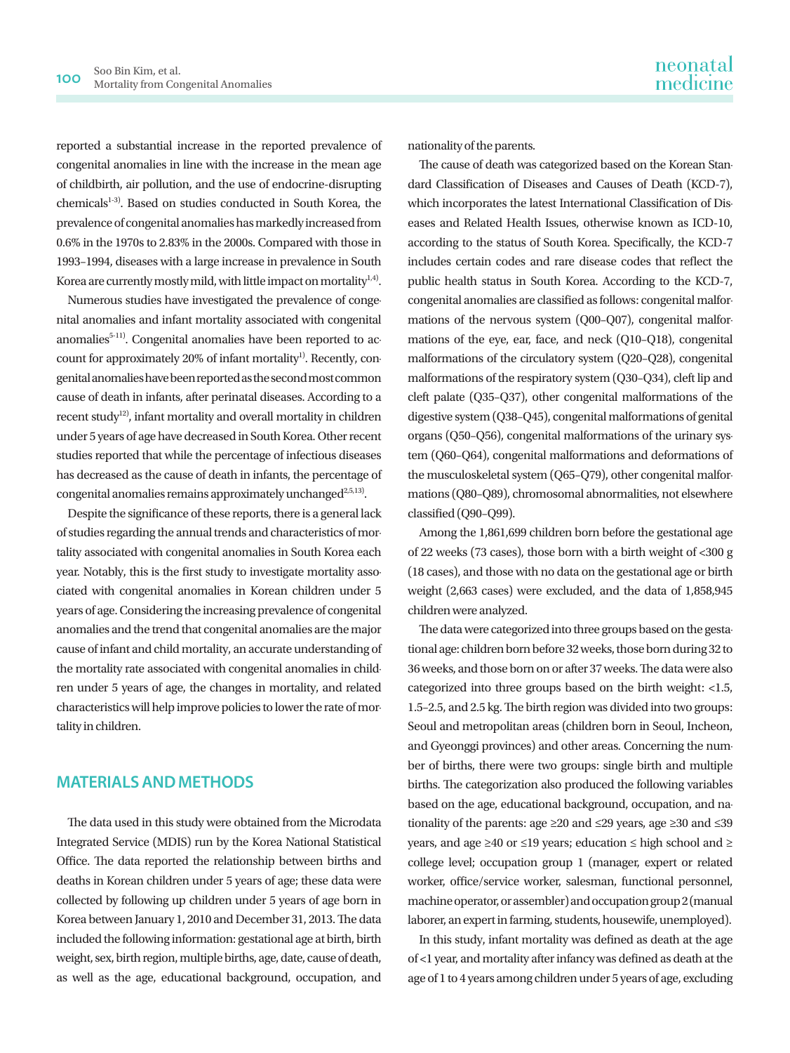reported a substantial increase in the reported prevalence of congenital anomalies in line with the increase in the mean age of childbirth, air pollution, and the use of endocrine-disrupting chemicals[1-3]. Based on studies conducted in South Korea, the prevalence of congenital anomalies has markedly increased from 0.6% in the 1970s to 2.83% in the 2000s. Compared with those in 1993–1994, diseases with a large increase in prevalence in South Korea are currently mostly mild, with little impact on mortality[1,4].

Numerous studies have investigated the prevalence of congenital anomalies and infant mortality associated with congenital anomalies[5-11]. Congenital anomalies have been reported to account for approximately 20% of infant mortality[1]. Recently, congenital anomalies have been reported as the second most common cause of death in infants, after perinatal diseases. According to a recent study[12], infant mortality and overall mortality in children under 5 years of age have decreased in South Korea. Other recent studies reported that while the percentage of infectious diseases has decreased as the cause of death in infants, the percentage of congenital anomalies remains approximately unchanged[2,5,13].

Despite the significance of these reports, there is a general lack of studies regarding the annual trends and characteristics of mortality associated with congenital anomalies in South Korea each year. Notably, this is the first study to investigate mortality associated with congenital anomalies in Korean children under 5 years of age. Considering the increasing prevalence of congenital anomalies and the trend that congenital anomalies are the major cause of infant and child mortality, an accurate understanding of the mortality rate associated with congenital anomalies in children under 5 years of age, the changes in mortality, and related characteristics will help improve policies to lower the rate of mortality in children.

## MATERIALS AND METHODS

The data used in this study were obtained from the Microdata Integrated Service (MDIS) run by the Korea National Statistical Office. The data reported the relationship between births and deaths in Korean children under 5 years of age; these data were collected by following up children under 5 years of age born in Korea between January 1, 2010 and December 31, 2013. The data included the following information: gestational age at birth, birth weight, sex, birth region, multiple births, age, date, cause of death, as well as the age, educational background, occupation, and nationality of the parents.

The cause of death was categorized based on the Korean Standard Classification of Diseases and Causes of Death (KCD-7), which incorporates the latest International Classification of Diseases and Related Health Issues, otherwise known as ICD-10, according to the status of South Korea. Specifically, the KCD-7 includes certain codes and rare disease codes that reflect the public health status in South Korea. According to the KCD-7, congenital anomalies are classified as follows: congenital malformations of the nervous system (Q00–Q07), congenital malformations of the eye, ear, face, and neck (Q10–Q18), congenital malformations of the circulatory system (Q20–Q28), congenital malformations of the respiratory system (Q30–Q34), cleft lip and cleft palate (Q35–Q37), other congenital malformations of the digestive system (Q38–Q45), congenital malformations of genital organs (Q50–Q56), congenital malformations of the urinary system (Q60–Q64), congenital malformations and deformations of the musculoskeletal system (Q65–Q79), other congenital malformations (Q80–Q89), chromosomal abnormalities, not elsewhere classified (Q90–Q99).

Among the 1,861,699 children born before the gestational age of 22 weeks (73 cases), those born with a birth weight of <300 g (18 cases), and those with no data on the gestational age or birth weight (2,663 cases) were excluded, and the data of 1,858,945 children were analyzed.

The data were categorized into three groups based on the gestational age: children born before 32 weeks, those born during 32 to 36 weeks, and those born on or after 37 weeks. The data were also categorized into three groups based on the birth weight: <1.5, 1.5–2.5, and 2.5 kg. The birth region was divided into two groups: Seoul and metropolitan areas (children born in Seoul, Incheon, and Gyeonggi provinces) and other areas. Concerning the number of births, there were two groups: single birth and multiple births. The categorization also produced the following variables based on the age, educational background, occupation, and nationality of the parents: age ≥20 and ≤29 years, age ≥30 and ≤39 years, and age ≥40 or ≤19 years; education ≤ high school and ≥ college level; occupation group 1 (manager, expert or related worker, office/service worker, salesman, functional personnel, machine operator, or assembler) and occupation group 2 (manual laborer, an expert in farming, students, housewife, unemployed).

In this study, infant mortality was defined as death at the age of <1 year, and mortality after infancy was defined as death at the age of 1 to 4 years among children under 5 years of age, excluding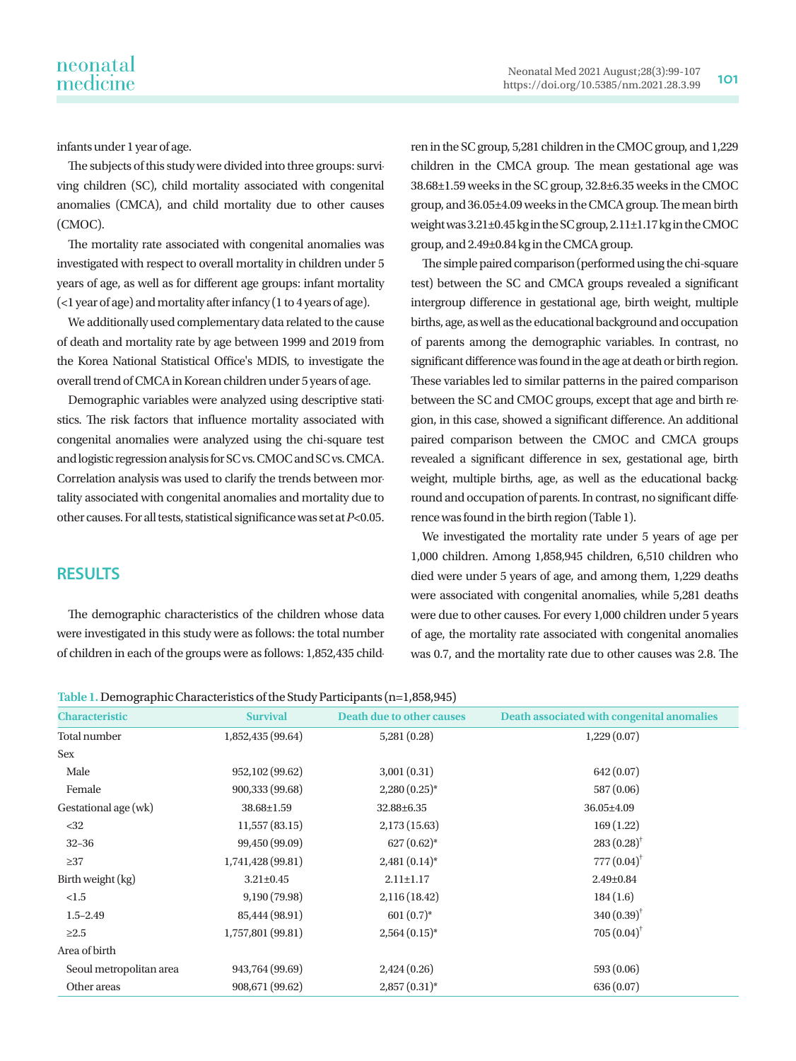infants under 1 year of age.

The subjects of this study were divided into three groups: surviving children (SC), child mortality associated with congenital anomalies (CMCA), and child mortality due to other causes (CMOC).

The mortality rate associated with congenital anomalies was investigated with respect to overall mortality in children under 5 years of age, as well as for different age groups: infant mortality (<1 year of age) and mortality after infancy (1 to 4 years of age).

We additionally used complementary data related to the cause of death and mortality rate by age between 1999 and 2019 from the Korea National Statistical Office's MDIS, to investigate the overall trend of CMCA in Korean children under 5 years of age.

Demographic variables were analyzed using descriptive statistics. The risk factors that influence mortality associated with congenital anomalies were analyzed using the chi-square test and logistic regression analysis for SC vs. CMOC and SC vs. CMCA. Correlation analysis was used to clarify the trends between mortality associated with congenital anomalies and mortality due to other causes. For all tests, statistical significance was set at *P*<0.05.

## RESULTS

The demographic characteristics of the children whose data were investigated in this study were as follows: the total number of children in each of the groups were as follows: 1,852,435 children in the SC group, 5,281 children in the CMOC group, and 1,229 children in the CMCA group. The mean gestational age was 38.68±1.59 weeks in the SC group, 32.8±6.35 weeks in the CMOC group, and 36.05±4.09 weeks in the CMCA group. The mean birth weight was 3.21±0.45 kg in the SC group, 2.11±1.17 kg in the CMOC group, and 2.49±0.84 kg in the CMCA group.

The simple paired comparison (performed using the chi-square test) between the SC and CMCA groups revealed a significant intergroup difference in gestational age, birth weight, multiple births, age, as well as the educational background and occupation of parents among the demographic variables. In contrast, no significant difference was found in the age at death or birth region. These variables led to similar patterns in the paired comparison between the SC and CMOC groups, except that age and birth region, in this case, showed a significant difference. An additional paired comparison between the CMOC and CMCA groups revealed a significant difference in sex, gestational age, birth weight, multiple births, age, as well as the educational background and occupation of parents. In contrast, no significant difference was found in the birth region (Table 1).

We investigated the mortality rate under 5 years of age per 1,000 children. Among 1,858,945 children, 6,510 children who died were under 5 years of age, and among them, 1,229 deaths were associated with congenital anomalies, while 5,281 deaths were due to other causes. For every 1,000 children under 5 years of age, the mortality rate associated with congenital anomalies was 0.7, and the mortality rate due to other causes was 2.8. The

**Table 1.** Demographic Characteristics of the Study Participants (n=1,858,945)

| Characteristic | Survival | Death due to other causes | Death associated with congenital anomalies |
|---|---|---|---|
| Total number | 1,852,435 (99.64) | 5,281 (0.28) | 1,229 (0.07) |
| Sex | | | |
| Male | 952,102 (99.62) | 3,001 (0.31) | 642 (0.07) |
| Female | 900,333 (99.68) | 2,280 (0.25)* | 587 (0.06) |
| Gestational age (wk) | 38.68±1.59 | 32.88±6.35 | 36.05±4.09 |
| <32 | 11,557 (83.15) | 2,173 (15.63) | 169 (1.22) |
| 32–36 | 99,450 (99.09) | 627 (0.62)* | 283 (0.28)† |
| ≥37 | 1,741,428 (99.81) | 2,481 (0.14)* | 777 (0.04)† |
| Birth weight (kg) | 3.21±0.45 | 2.11±1.17 | 2.49±0.84 |
| <1.5 | 9,190 (79.98) | 2,116 (18.42) | 184 (1.6) |
| 1.5–2.49 | 85,444 (98.91) | 601 (0.7)* | 340 (0.39)† |
| ≥2.5 | 1,757,801 (99.81) | 2,564 (0.15)* | 705 (0.04)† |
| Area of birth | | | |
| Seoul metropolitan area | 943,764 (99.69) | 2,424 (0.26) | 593 (0.06) |
| Other areas | 908,671 (99.62) | 2,857 (0.31)* | 636 (0.07) |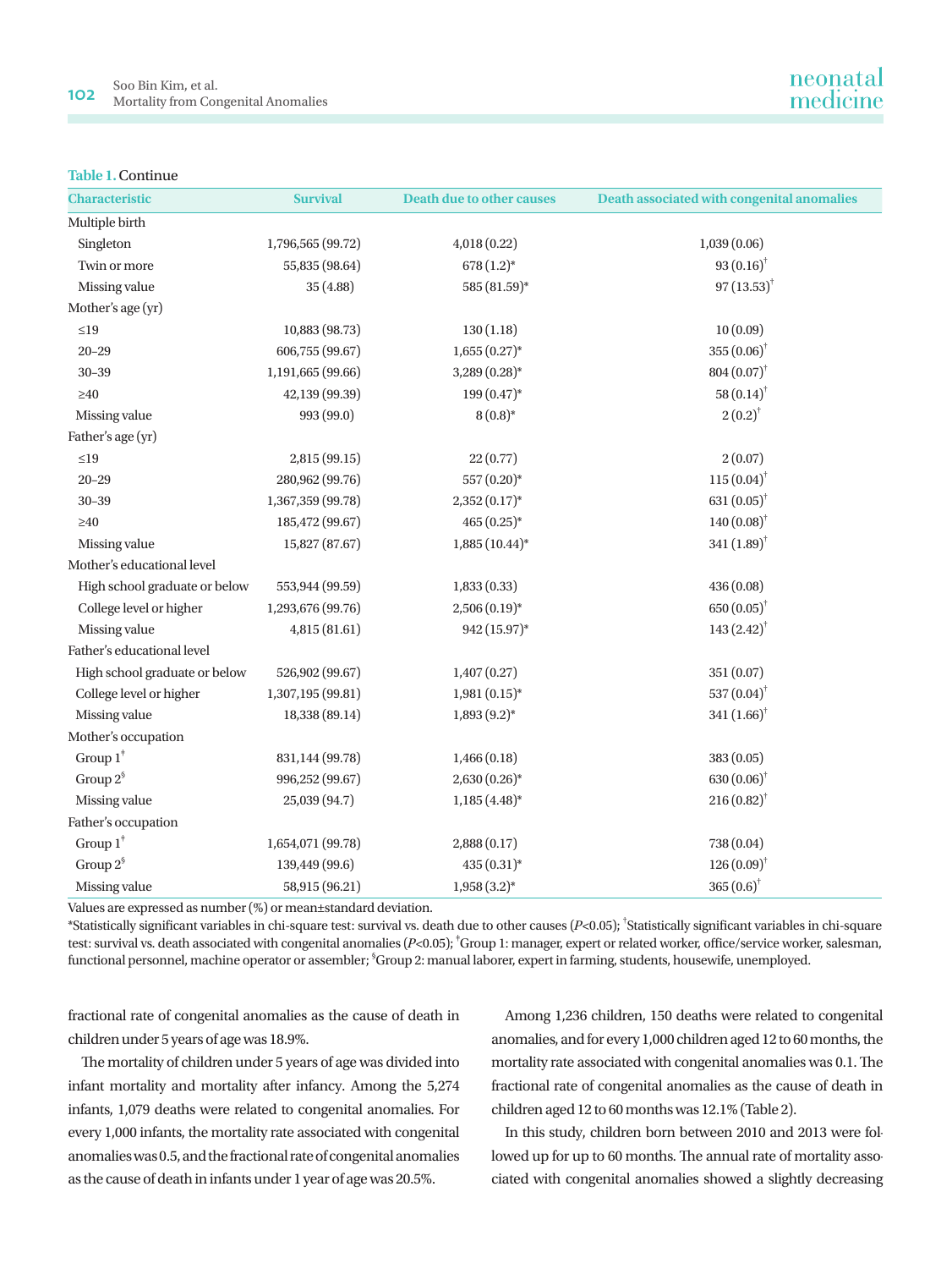**Table 1.** Continue

| Characteristic | Survival | Death due to other causes | Death associated with congenital anomalies |
|---|---|---|---|
| Multiple birth | | | |
| Singleton | 1,796,565 (99.72) | 4,018 (0.22) | 1,039 (0.06) |
| Twin or more | 55,835 (98.64) | 678 (1.2)* | 93 (0.16)† |
| Missing value | 35 (4.88) | 585 (81.59)* | 97 (13.53)† |
| Mother's age (yr) | | | |
| ≤19 | 10,883 (98.73) | 130 (1.18) | 10 (0.09) |
| 20–29 | 606,755 (99.67) | 1,655 (0.27)* | 355 (0.06)† |
| 30–39 | 1,191,665 (99.66) | 3,289 (0.28)* | 804 (0.07)† |
| ≥40 | 42,139 (99.39) | 199 (0.47)* | 58 (0.14)† |
| Missing value | 993 (99.0) | 8 (0.8)* | 2 (0.2)† |
| Father's age (yr) | | | |
| ≤19 | 2,815 (99.15) | 22 (0.77) | 2 (0.07) |
| 20–29 | 280,962 (99.76) | 557 (0.20)* | 115 (0.04)† |
| 30–39 | 1,367,359 (99.78) | 2,352 (0.17)* | 631 (0.05)† |
| ≥40 | 185,472 (99.67) | 465 (0.25)* | 140 (0.08)† |
| Missing value | 15,827 (87.67) | 1,885 (10.44)* | 341 (1.89)† |
| Mother's educational level | | | |
| High school graduate or below | 553,944 (99.59) | 1,833 (0.33) | 436 (0.08) |
| College level or higher | 1,293,676 (99.76) | 2,506 (0.19)* | 650 (0.05)† |
| Missing value | 4,815 (81.61) | 942 (15.97)* | 143 (2.42)† |
| Father's educational level | | | |
| High school graduate or below | 526,902 (99.67) | 1,407 (0.27) | 351 (0.07) |
| College level or higher | 1,307,195 (99.81) | 1,981 (0.15)* | 537 (0.04)† |
| Missing value | 18,338 (89.14) | 1,893 (9.2)* | 341 (1.66)† |
| Mother's occupation | | | |
| Group 1‡ | 831,144 (99.78) | 1,466 (0.18) | 383 (0.05) |
| Group 2§ | 996,252 (99.67) | 2,630 (0.26)* | 630 (0.06)† |
| Missing value | 25,039 (94.7) | 1,185 (4.48)* | 216 (0.82)† |
| Father's occupation | | | |
| Group 1‡ | 1,654,071 (99.78) | 2,888 (0.17) | 738 (0.04) |
| Group 2§ | 139,449 (99.6) | 435 (0.31)* | 126 (0.09)† |
| Missing value | 58,915 (96.21) | 1,958 (3.2)* | 365 (0.6)† |

Values are expressed as number (%) or mean±standard deviation.
*Statistically significant variables in chi-square test: survival vs. death due to other causes ($P$<0.05); †Statistically significant variables in chi-square test: survival vs. death associated with congenital anomalies ($P$<0.05); ‡Group 1: manager, expert or related worker, office/service worker, salesman, functional personnel, machine operator or assembler; §Group 2: manual laborer, expert in farming, students, housewife, unemployed.

fractional rate of congenital anomalies as the cause of death in children under 5 years of age was 18.9%.

The mortality of children under 5 years of age was divided into infant mortality and mortality after infancy. Among the 5,274 infants, 1,079 deaths were related to congenital anomalies. For every 1,000 infants, the mortality rate associated with congenital anomalies was 0.5, and the fractional rate of congenital anomalies as the cause of death in infants under 1 year of age was 20.5%.

Among 1,236 children, 150 deaths were related to congenital anomalies, and for every 1,000 children aged 12 to 60 months, the mortality rate associated with congenital anomalies was 0.1. The fractional rate of congenital anomalies as the cause of death in children aged 12 to 60 months was 12.1% (Table 2).

In this study, children born between 2010 and 2013 were followed up for up to 60 months. The annual rate of mortality associated with congenital anomalies showed a slightly decreasing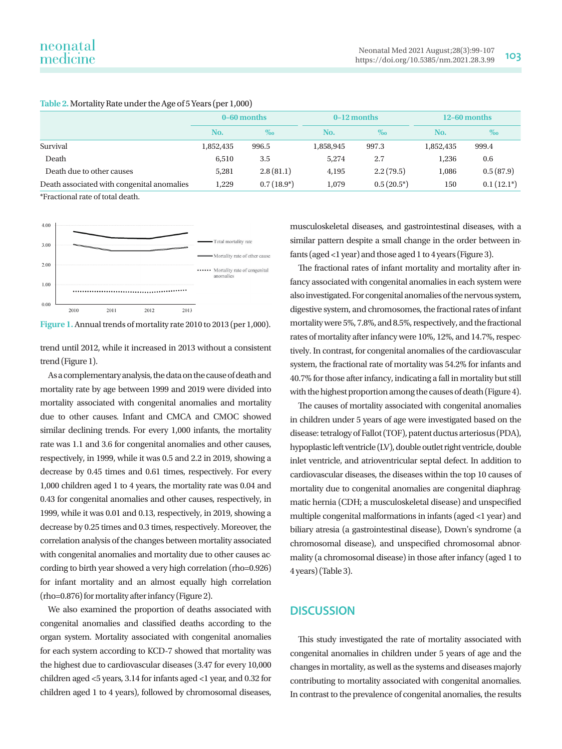**Table 2.** Mortality Rate under the Age of 5 Years (per 1,000)

| | 0–60 months | | 0–12 months | | 12–60 months | |
|---|---|---|---|---|---|---|
| | No. | ‰ | No. | ‰ | No. | ‰ |
| Survival | 1,852,435 | 996.5 | 1,858,945 | 997.3 | 1,852,435 | 999.4 |
| Death | 6,510 | 3.5 | 5,274 | 2.7 | 1,236 | 0.6 |
| Death due to other causes | 5,281 | 2.8 (81.1) | 4,195 | 2.2 (79.5) | 1,086 | 0.5 (87.9) |
| Death associated with congenital anomalies | 1,229 | 0.7 (18.9*) | 1,079 | 0.5 (20.5*) | 150 | 0.1 (12.1*) |

*Fractional rate of total death.

**Figure 1.** Annual trends of mortality rate 2010 to 2013 (per 1,000).

trend until 2012, while it increased in 2013 without a consistent trend (Figure 1).

As a complementary analysis, the data on the cause of death and mortality rate by age between 1999 and 2019 were divided into mortality associated with congenital anomalies and mortality due to other causes. Infant and CMCA and CMOC showed similar declining trends. For every 1,000 infants, the mortality rate was 1.1 and 3.6 for congenital anomalies and other causes, respectively, in 1999, while it was 0.5 and 2.2 in 2019, showing a decrease by 0.45 times and 0.61 times, respectively. For every 1,000 children aged 1 to 4 years, the mortality rate was 0.04 and 0.43 for congenital anomalies and other causes, respectively, in 1999, while it was 0.01 and 0.13, respectively, in 2019, showing a decrease by 0.25 times and 0.3 times, respectively. Moreover, the correlation analysis of the changes between mortality associated with congenital anomalies and mortality due to other causes according to birth year showed a very high correlation (rho=0.926) for infant mortality and an almost equally high correlation (rho=0.876) for mortality after infancy (Figure 2).

We also examined the proportion of deaths associated with congenital anomalies and classified deaths according to the organ system. Mortality associated with congenital anomalies for each system according to KCD-7 showed that mortality was the highest due to cardiovascular diseases (3.47 for every 10,000 children aged <5 years, 3.14 for infants aged <1 year, and 0.32 for children aged 1 to 4 years), followed by chromosomal diseases, musculoskeletal diseases, and gastrointestinal diseases, with a similar pattern despite a small change in the order between infants (aged <1 year) and those aged 1 to 4 years (Figure 3).

The fractional rates of infant mortality and mortality after infancy associated with congenital anomalies in each system were also investigated. For congenital anomalies of the nervous system, digestive system, and chromosomes, the fractional rates of infant mortality were 5%, 7.8%, and 8.5%, respectively, and the fractional rates of mortality after infancy were 10%, 12%, and 14.7%, respectively. In contrast, for congenital anomalies of the cardiovascular system, the fractional rate of mortality was 54.2% for infants and 40.7% for those after infancy, indicating a fall in mortality but still with the highest proportion among the causes of death (Figure 4).

The causes of mortality associated with congenital anomalies in children under 5 years of age were investigated based on the disease: tetralogy of Fallot (TOF), patent ductus arteriosus (PDA), hypoplastic left ventricle (LV), double outlet right ventricle, double inlet ventricle, and atrioventricular septal defect. In addition to cardiovascular diseases, the diseases within the top 10 causes of mortality due to congenital anomalies are congenital diaphragmatic hernia (CDH; a musculoskeletal disease) and unspecified multiple congenital malformations in infants (aged <1 year) and biliary atresia (a gastrointestinal disease), Down's syndrome (a chromosomal disease), and unspecified chromosomal abnormality (a chromosomal disease) in those after infancy (aged 1 to 4 years) (Table 3).

## DISCUSSION

This study investigated the rate of mortality associated with congenital anomalies in children under 5 years of age and the changes in mortality, as well as the systems and diseases majorly contributing to mortality associated with congenital anomalies. In contrast to the prevalence of congenital anomalies, the results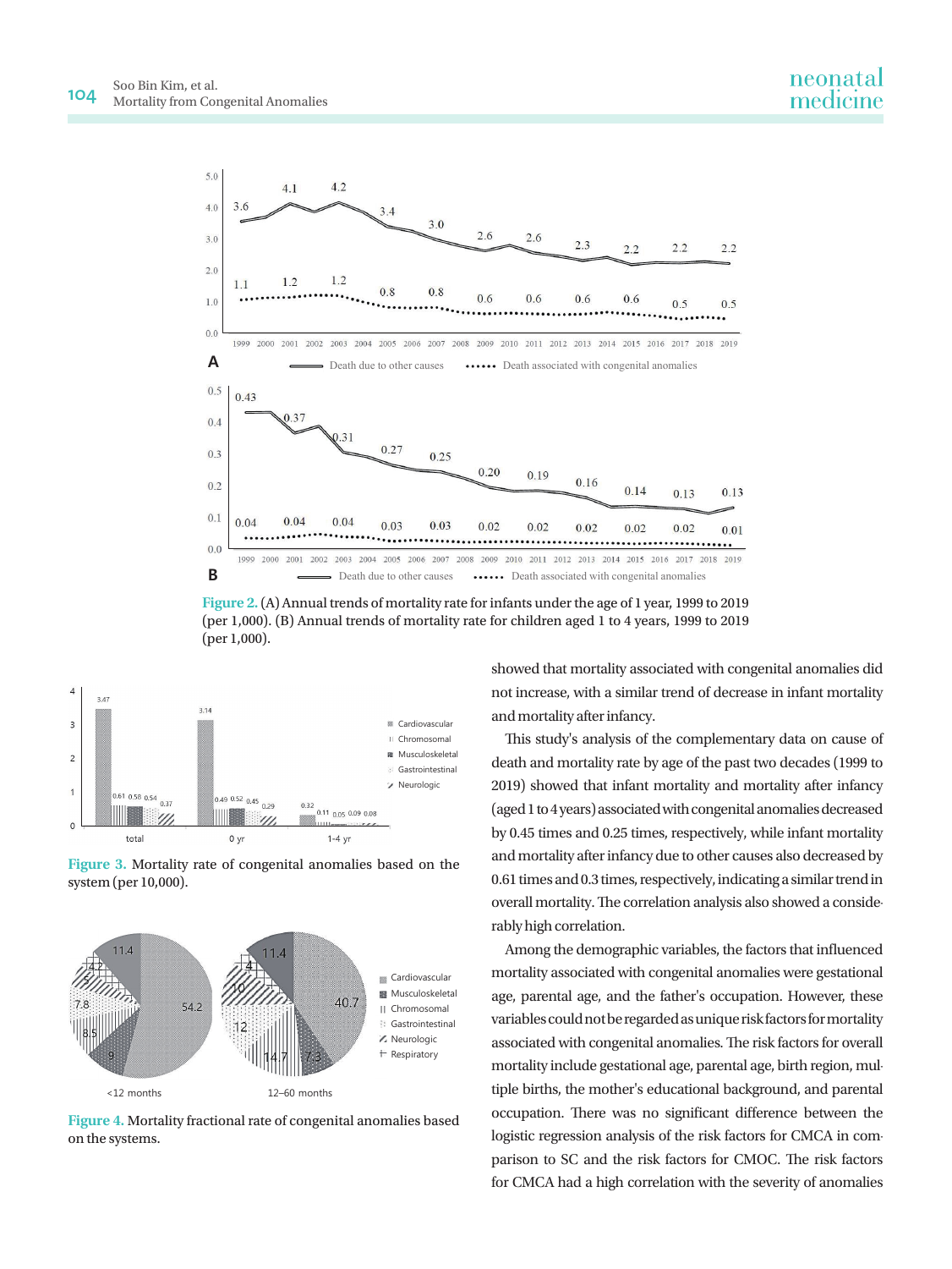Figure 2. (A) Annual trends of mortality rate for infants under the age of 1 year, 1999 to 2019 (per 1,000). (B) Annual trends of mortality rate for children aged 1 to 4 years, 1999 to 2019 (per 1,000).

Figure 3. Mortality rate of congenital anomalies based on the system (per 10,000).

Figure 4. Mortality fractional rate of congenital anomalies based on the systems.

showed that mortality associated with congenital anomalies did not increase, with a similar trend of decrease in infant mortality and mortality after infancy.

This study's analysis of the complementary data on cause of death and mortality rate by age of the past two decades (1999 to 2019) showed that infant mortality and mortality after infancy (aged 1 to 4 years) associated with congenital anomalies decreased by 0.45 times and 0.25 times, respectively, while infant mortality and mortality after infancy due to other causes also decreased by 0.61 times and 0.3 times, respectively, indicating a similar trend in overall mortality. The correlation analysis also showed a considerably high correlation.

Among the demographic variables, the factors that influenced mortality associated with congenital anomalies were gestational age, parental age, and the father's occupation. However, these variables could not be regarded as unique risk factors for mortality associated with congenital anomalies. The risk factors for overall mortality include gestational age, parental age, birth region, multiple births, the mother's educational background, and parental occupation. There was no significant difference between the logistic regression analysis of the risk factors for CMCA in comparison to SC and the risk factors for CMOC. The risk factors for CMCA had a high correlation with the severity of anomalies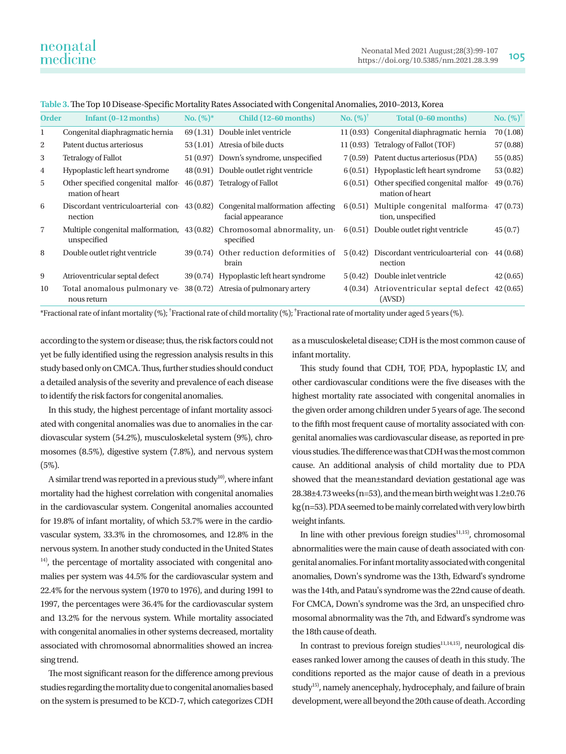**Table 3.** The Top 10 Disease-Specific Mortality Rates Associated with Congenital Anomalies, 2010–2013, Korea

| Order | Infant (0–12 months) | No. (%)* | Child (12–60 months) | No. (%)[†] | Total (0–60 months) | No. (%)[‡] |
|---|---|---|---|---|---|---|
| 1 | Congenital diaphragmatic hernia | 69 (1.31) | Double inlet ventricle | 11 (0.93) | Congenital diaphragmatic hernia | 70 (1.08) |
| 2 | Patent ductus arteriosus | 53 (1.01) | Atresia of bile ducts | 11 (0.93) | Tetralogy of Fallot (TOF) | 57 (0.88) |
| 3 | Tetralogy of Fallot | 51 (0.97) | Down's syndrome, unspecified | 7 (0.59) | Patent ductus arteriosus (PDA) | 55 (0.85) |
| 4 | Hypoplastic left heart syndrome | 48 (0.91) | Double outlet right ventricle | 6 (0.51) | Hypoplastic left heart syndrome | 53 (0.82) |
| 5 | Other specified congenital malformation of heart | 46 (0.87) | Tetralogy of Fallot | 6 (0.51) | Other specified congenital malformation of heart | 49 (0.76) |
| 6 | Discordant ventriculoarterial connection | 43 (0.82) | Congenital malformation affecting facial appearance | 6 (0.51) | Multiple congenital malformation, unspecified | 47 (0.73) |
| 7 | Multiple congenital malformation, unspecified | 43 (0.82) | Chromosomal abnormality, unspecified | 6 (0.51) | Double outlet right ventricle | 45 (0.7) |
| 8 | Double outlet right ventricle | 39 (0.74) | Other reduction deformities of brain | 5 (0.42) | Discordant ventriculoarterial connection | 44 (0.68) |
| 9 | Atrioventricular septal defect | 39 (0.74) | Hypoplastic left heart syndrome | 5 (0.42) | Double inlet ventricle | 42 (0.65) |
| 10 | Total anomalous pulmonary venous return | 38 (0.72) | Atresia of pulmonary artery | 4 (0.34) | Atrioventricular septal defect (AVSD) | 42 (0.65) |

*Fractional rate of infant mortality (%); [†]Fractional rate of child mortality (%); [‡]Fractional rate of mortality under aged 5 years (%).

according to the system or disease; thus, the risk factors could not yet be fully identified using the regression analysis results in this study based only on CMCA. Thus, further studies should conduct a detailed analysis of the severity and prevalence of each disease to identify the risk factors for congenital anomalies.

In this study, the highest percentage of infant mortality associated with congenital anomalies was due to anomalies in the cardiovascular system (54.2%), musculoskeletal system (9%), chromosomes (8.5%), digestive system (7.8%), and nervous system (5%).

A similar trend was reported in a previous study[10], where infant mortality had the highest correlation with congenital anomalies in the cardiovascular system. Congenital anomalies accounted for 19.8% of infant mortality, of which 53.7% were in the cardiovascular system, 33.3% in the chromosomes, and 12.8% in the nervous system. In another study conducted in the United States [14], the percentage of mortality associated with congenital anomalies per system was 44.5% for the cardiovascular system and 22.4% for the nervous system (1970 to 1976), and during 1991 to 1997, the percentages were 36.4% for the cardiovascular system and 13.2% for the nervous system. While mortality associated with congenital anomalies in other systems decreased, mortality associated with chromosomal abnormalities showed an increasing trend.

The most significant reason for the difference among previous studies regarding the mortality due to congenital anomalies based on the system is presumed to be KCD-7, which categorizes CDH as a musculoskeletal disease; CDH is the most common cause of infant mortality.

This study found that CDH, TOF, PDA, hypoplastic LV, and other cardiovascular conditions were the five diseases with the highest mortality rate associated with congenital anomalies in the given order among children under 5 years of age. The second to the fifth most frequent cause of mortality associated with congenital anomalies was cardiovascular disease, as reported in previous studies. The difference was that CDH was the most common cause. An additional analysis of child mortality due to PDA showed that the mean±standard deviation gestational age was 28.38±4.73 weeks (n=53), and the mean birth weight was 1.2±0.76 kg (n=53). PDA seemed to be mainly correlated with very low birth weight infants.

In line with other previous foreign studies[11,15], chromosomal abnormalities were the main cause of death associated with congenital anomalies. For infant mortality associated with congenital anomalies, Down's syndrome was the 13th, Edward's syndrome was the 14th, and Patau's syndrome was the 22nd cause of death. For CMCA, Down's syndrome was the 3rd, an unspecified chromosomal abnormality was the 7th, and Edward's syndrome was the 18th cause of death.

In contrast to previous foreign studies[11,14,15], neurological diseases ranked lower among the causes of death in this study. The conditions reported as the major cause of death in a previous study[15], namely anencephaly, hydrocephaly, and failure of brain development, were all beyond the 20th cause of death. According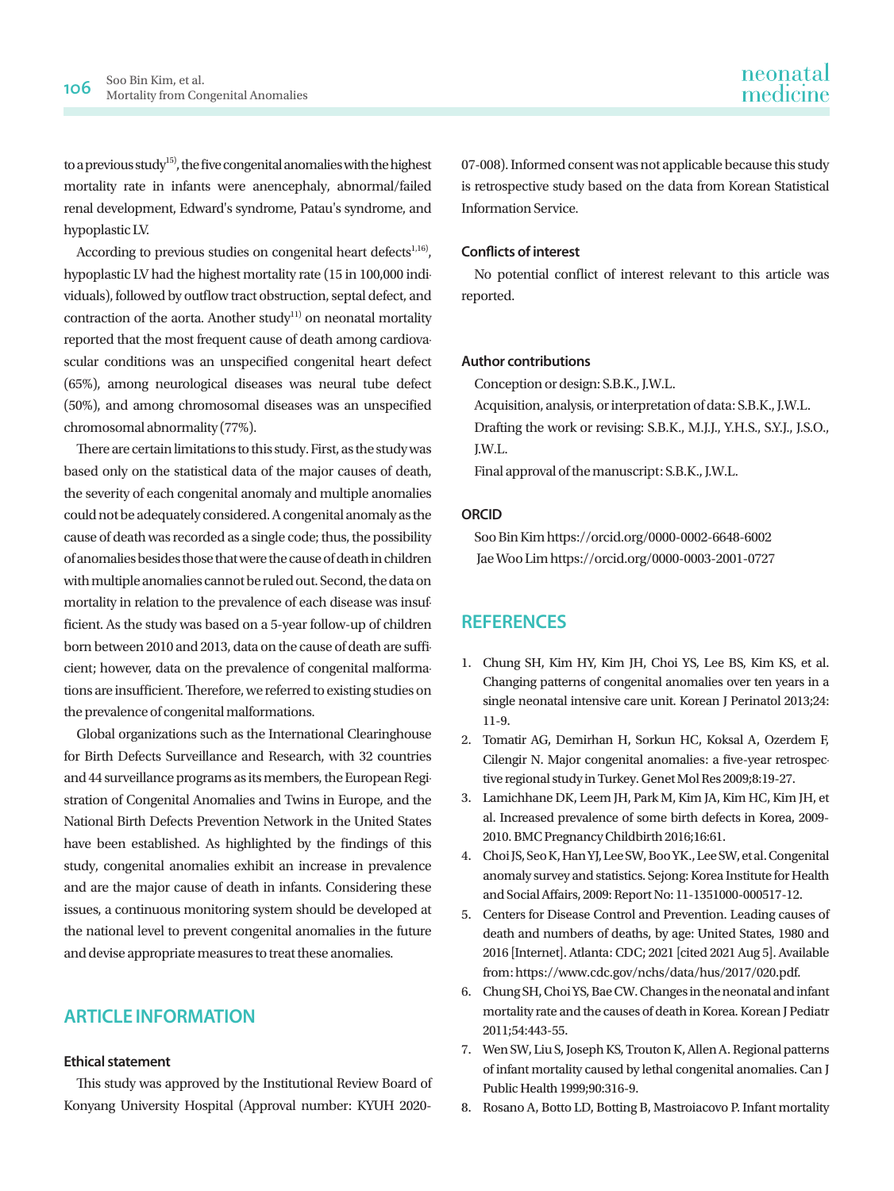to a previous study[15], the five congenital anomalies with the highest mortality rate in infants were anencephaly, abnormal/failed renal development, Edward's syndrome, Patau's syndrome, and hypoplastic LV.

According to previous studies on congenital heart defects[1,16], hypoplastic LV had the highest mortality rate (15 in 100,000 individuals), followed by outflow tract obstruction, septal defect, and contraction of the aorta. Another study[11] on neonatal mortality reported that the most frequent cause of death among cardiovascular conditions was an unspecified congenital heart defect (65%), among neurological diseases was neural tube defect (50%), and among chromosomal diseases was an unspecified chromosomal abnormality (77%).

There are certain limitations to this study. First, as the study was based only on the statistical data of the major causes of death, the severity of each congenital anomaly and multiple anomalies could not be adequately considered. A congenital anomaly as the cause of death was recorded as a single code; thus, the possibility of anomalies besides those that were the cause of death in children with multiple anomalies cannot be ruled out. Second, the data on mortality in relation to the prevalence of each disease was insufficient. As the study was based on a 5-year follow-up of children born between 2010 and 2013, data on the cause of death are sufficient; however, data on the prevalence of congenital malformations are insufficient. Therefore, we referred to existing studies on the prevalence of congenital malformations.

Global organizations such as the International Clearinghouse for Birth Defects Surveillance and Research, with 32 countries and 44 surveillance programs as its members, the European Registration of Congenital Anomalies and Twins in Europe, and the National Birth Defects Prevention Network in the United States have been established. As highlighted by the findings of this study, congenital anomalies exhibit an increase in prevalence and are the major cause of death in infants. Considering these issues, a continuous monitoring system should be developed at the national level to prevent congenital anomalies in the future and devise appropriate measures to treat these anomalies.

## ARTICLE INFORMATION

### Ethical statement

This study was approved by the Institutional Review Board of Konyang University Hospital (Approval number: KYUH 2020-07-008). Informed consent was not applicable because this study is retrospective study based on the data from Korean Statistical Information Service.

### Conflicts of interest

No potential conflict of interest relevant to this article was reported.

### Author contributions

Conception or design: S.B.K., J.W.L.

Acquisition, analysis, or interpretation of data: S.B.K., J.W.L.

Drafting the work or revising: S.B.K., M.J.J., Y.H.S., S.Y.J., J.S.O., J.W.L.

Final approval of the manuscript: S.B.K., J.W.L.

### ORCID

Soo Bin Kim https://orcid.org/0000-0002-6648-6002

Jae Woo Lim https://orcid.org/0000-0003-2001-0727

## REFERENCES

1. Chung SH, Kim HY, Kim JH, Choi YS, Lee BS, Kim KS, et al. Changing patterns of congenital anomalies over ten years in a single neonatal intensive care unit. Korean J Perinatol 2013;24: 11-9.
2. Tomatir AG, Demirhan H, Sorkun HC, Koksal A, Ozerdem F, Cilengir N. Major congenital anomalies: a five-year retrospective regional study in Turkey. Genet Mol Res 2009;8:19-27.
3. Lamichhane DK, Leem JH, Park M, Kim JA, Kim HC, Kim JH, et al. Increased prevalence of some birth defects in Korea, 2009-2010. BMC Pregnancy Childbirth 2016;16:61.
4. Choi JS, Seo K, Han YJ, Lee SW, Boo YK., Lee SW, et al. Congenital anomaly survey and statistics. Sejong: Korea Institute for Health and Social Affairs, 2009: Report No: 11-1351000-000517-12.
5. Centers for Disease Control and Prevention. Leading causes of death and numbers of deaths, by age: United States, 1980 and 2016 [Internet]. Atlanta: CDC; 2021 [cited 2021 Aug 5]. Available from: https://www.cdc.gov/nchs/data/hus/2017/020.pdf.
6. Chung SH, Choi YS, Bae CW. Changes in the neonatal and infant mortality rate and the causes of death in Korea. Korean J Pediatr 2011;54:443-55.
7. Wen SW, Liu S, Joseph KS, Trouton K, Allen A. Regional patterns of infant mortality caused by lethal congenital anomalies. Can J Public Health 1999;90:316-9.
8. Rosano A, Botto LD, Botting B, Mastroiacovo P. Infant mortality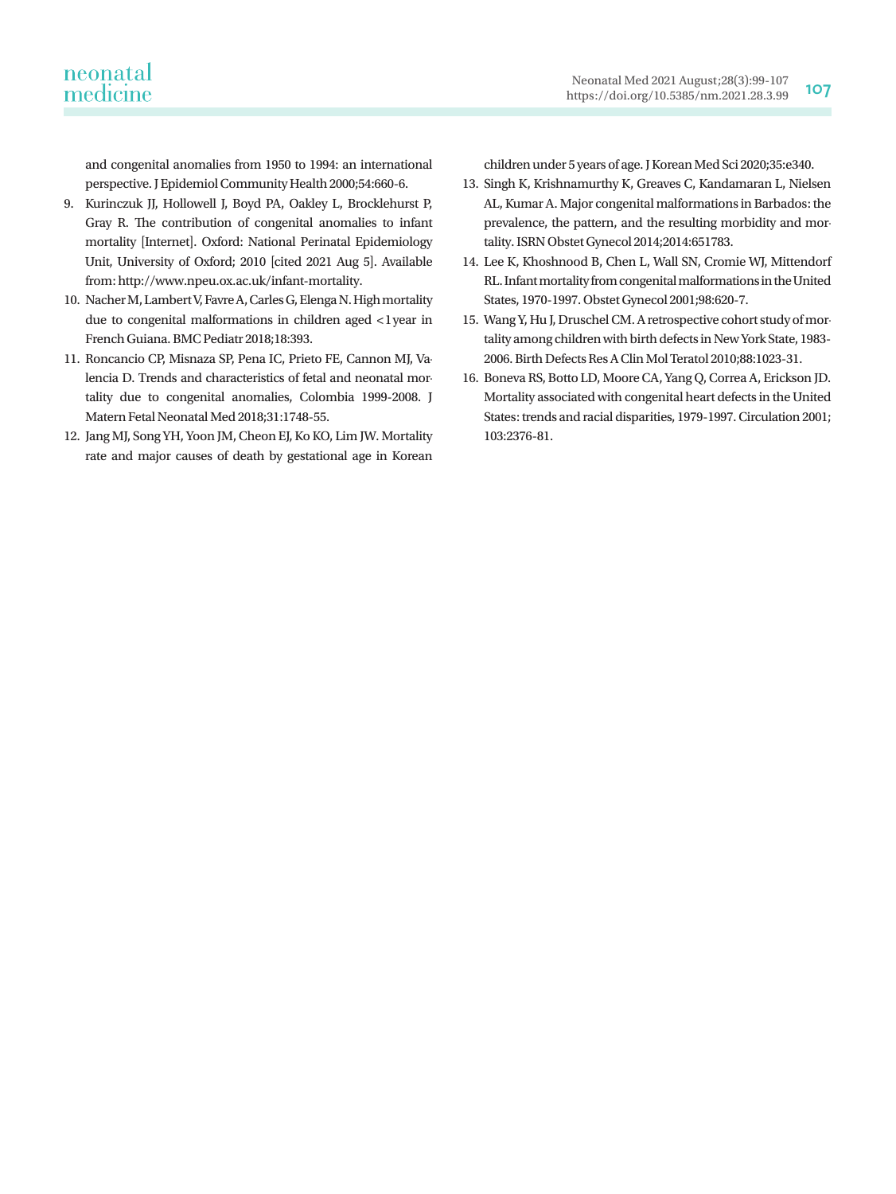and congenital anomalies from 1950 to 1994: an international perspective. J Epidemiol Community Health 2000;54:660-6.

9. Kurinczuk JJ, Hollowell J, Boyd PA, Oakley L, Brocklehurst P, Gray R. The contribution of congenital anomalies to infant mortality [Internet]. Oxford: National Perinatal Epidemiology Unit, University of Oxford; 2010 [cited 2021 Aug 5]. Available from: http://www.npeu.ox.ac.uk/infant-mortality.
10. Nacher M, Lambert V, Favre A, Carles G, Elenga N. High mortality due to congenital malformations in children aged <1 year in French Guiana. BMC Pediatr 2018;18:393.
11. Roncancio CP, Misnaza SP, Pena IC, Prieto FE, Cannon MJ, Valencia D. Trends and characteristics of fetal and neonatal mortality due to congenital anomalies, Colombia 1999-2008. J Matern Fetal Neonatal Med 2018;31:1748-55.
12. Jang MJ, Song YH, Yoon JM, Cheon EJ, Ko KO, Lim JW. Mortality rate and major causes of death by gestational age in Korean children under 5 years of age. J Korean Med Sci 2020;35:e340.
13. Singh K, Krishnamurthy K, Greaves C, Kandamaran L, Nielsen AL, Kumar A. Major congenital malformations in Barbados: the prevalence, the pattern, and the resulting morbidity and mortality. ISRN Obstet Gynecol 2014;2014:651783.
14. Lee K, Khoshnood B, Chen L, Wall SN, Cromie WJ, Mittendorf RL. Infant mortality from congenital malformations in the United States, 1970-1997. Obstet Gynecol 2001;98:620-7.
15. Wang Y, Hu J, Druschel CM. A retrospective cohort study of mortality among children with birth defects in New York State, 1983-2006. Birth Defects Res A Clin Mol Teratol 2010;88:1023-31.
16. Boneva RS, Botto LD, Moore CA, Yang Q, Correa A, Erickson JD. Mortality associated with congenital heart defects in the United States: trends and racial disparities, 1979-1997. Circulation 2001; 103:2376-81.